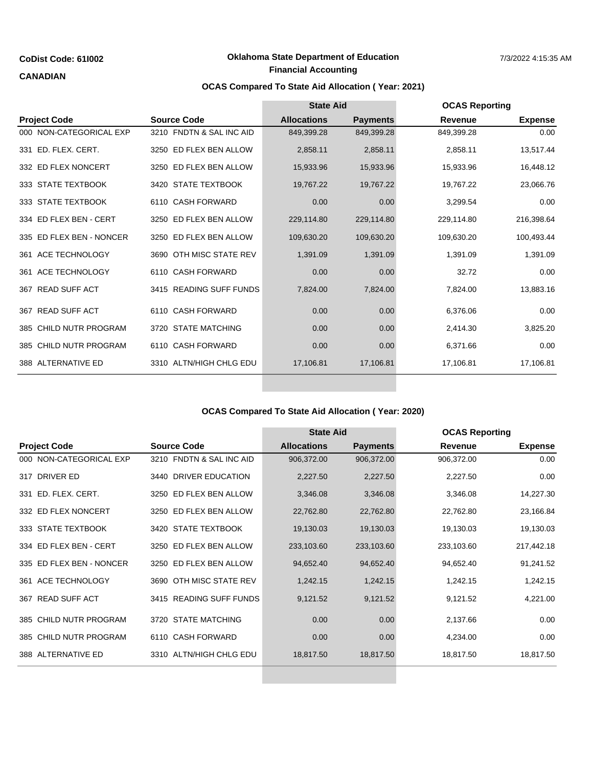CoDist Code: 61I002

CANADIAN

Oklahoma State Department of Education

Financial Accounting

7/3/2022 4:15:35 AM

### OCAS Compared To State Aid Allocation ( Year: 2021)

| | | State Aid | | OCAS Reporting | |
|---|---|---|---|---|---|
| **Project Code** | **Source Code** | **Allocations** | **Payments** | **Revenue** | **Expense** |
| 000 NON-CATEGORICAL EXP | 3210 FNDTN & SAL INC AID | 849,399.28 | 849,399.28 | 849,399.28 | 0.00 |
| 331 ED. FLEX. CERT. | 3250 ED FLEX BEN ALLOW | 2,858.11 | 2,858.11 | 2,858.11 | 13,517.44 |
| 332 ED FLEX NONCERT | 3250 ED FLEX BEN ALLOW | 15,933.96 | 15,933.96 | 15,933.96 | 16,448.12 |
| 333 STATE TEXTBOOK | 3420 STATE TEXTBOOK | 19,767.22 | 19,767.22 | 19,767.22 | 23,066.76 |
| 333 STATE TEXTBOOK | 6110 CASH FORWARD | 0.00 | 0.00 | 3,299.54 | 0.00 |
| 334 ED FLEX BEN - CERT | 3250 ED FLEX BEN ALLOW | 229,114.80 | 229,114.80 | 229,114.80 | 216,398.64 |
| 335 ED FLEX BEN - NONCER | 3250 ED FLEX BEN ALLOW | 109,630.20 | 109,630.20 | 109,630.20 | 100,493.44 |
| 361 ACE TECHNOLOGY | 3690 OTH MISC STATE REV | 1,391.09 | 1,391.09 | 1,391.09 | 1,391.09 |
| 361 ACE TECHNOLOGY | 6110 CASH FORWARD | 0.00 | 0.00 | 32.72 | 0.00 |
| 367 READ SUFF ACT | 3415 READING SUFF FUNDS | 7,824.00 | 7,824.00 | 7,824.00 | 13,883.16 |
| 367 READ SUFF ACT | 6110 CASH FORWARD | 0.00 | 0.00 | 6,376.06 | 0.00 |
| 385 CHILD NUTR PROGRAM | 3720 STATE MATCHING | 0.00 | 0.00 | 2,414.30 | 3,825.20 |
| 385 CHILD NUTR PROGRAM | 6110 CASH FORWARD | 0.00 | 0.00 | 6,371.66 | 0.00 |
| 388 ALTERNATIVE ED | 3310 ALTN/HIGH CHLG EDU | 17,106.81 | 17,106.81 | 17,106.81 | 17,106.81 |

### OCAS Compared To State Aid Allocation ( Year: 2020)

| | | State Aid | | OCAS Reporting | |
|---|---|---|---|---|---|
| **Project Code** | **Source Code** | **Allocations** | **Payments** | **Revenue** | **Expense** |
| 000 NON-CATEGORICAL EXP | 3210 FNDTN & SAL INC AID | 906,372.00 | 906,372.00 | 906,372.00 | 0.00 |
| 317 DRIVER ED | 3440 DRIVER EDUCATION | 2,227.50 | 2,227.50 | 2,227.50 | 0.00 |
| 331 ED. FLEX. CERT. | 3250 ED FLEX BEN ALLOW | 3,346.08 | 3,346.08 | 3,346.08 | 14,227.30 |
| 332 ED FLEX NONCERT | 3250 ED FLEX BEN ALLOW | 22,762.80 | 22,762.80 | 22,762.80 | 23,166.84 |
| 333 STATE TEXTBOOK | 3420 STATE TEXTBOOK | 19,130.03 | 19,130.03 | 19,130.03 | 19,130.03 |
| 334 ED FLEX BEN - CERT | 3250 ED FLEX BEN ALLOW | 233,103.60 | 233,103.60 | 233,103.60 | 217,442.18 |
| 335 ED FLEX BEN - NONCER | 3250 ED FLEX BEN ALLOW | 94,652.40 | 94,652.40 | 94,652.40 | 91,241.52 |
| 361 ACE TECHNOLOGY | 3690 OTH MISC STATE REV | 1,242.15 | 1,242.15 | 1,242.15 | 1,242.15 |
| 367 READ SUFF ACT | 3415 READING SUFF FUNDS | 9,121.52 | 9,121.52 | 9,121.52 | 4,221.00 |
| 385 CHILD NUTR PROGRAM | 3720 STATE MATCHING | 0.00 | 0.00 | 2,137.66 | 0.00 |
| 385 CHILD NUTR PROGRAM | 6110 CASH FORWARD | 0.00 | 0.00 | 4,234.00 | 0.00 |
| 388 ALTERNATIVE ED | 3310 ALTN/HIGH CHLG EDU | 18,817.50 | 18,817.50 | 18,817.50 | 18,817.50 |